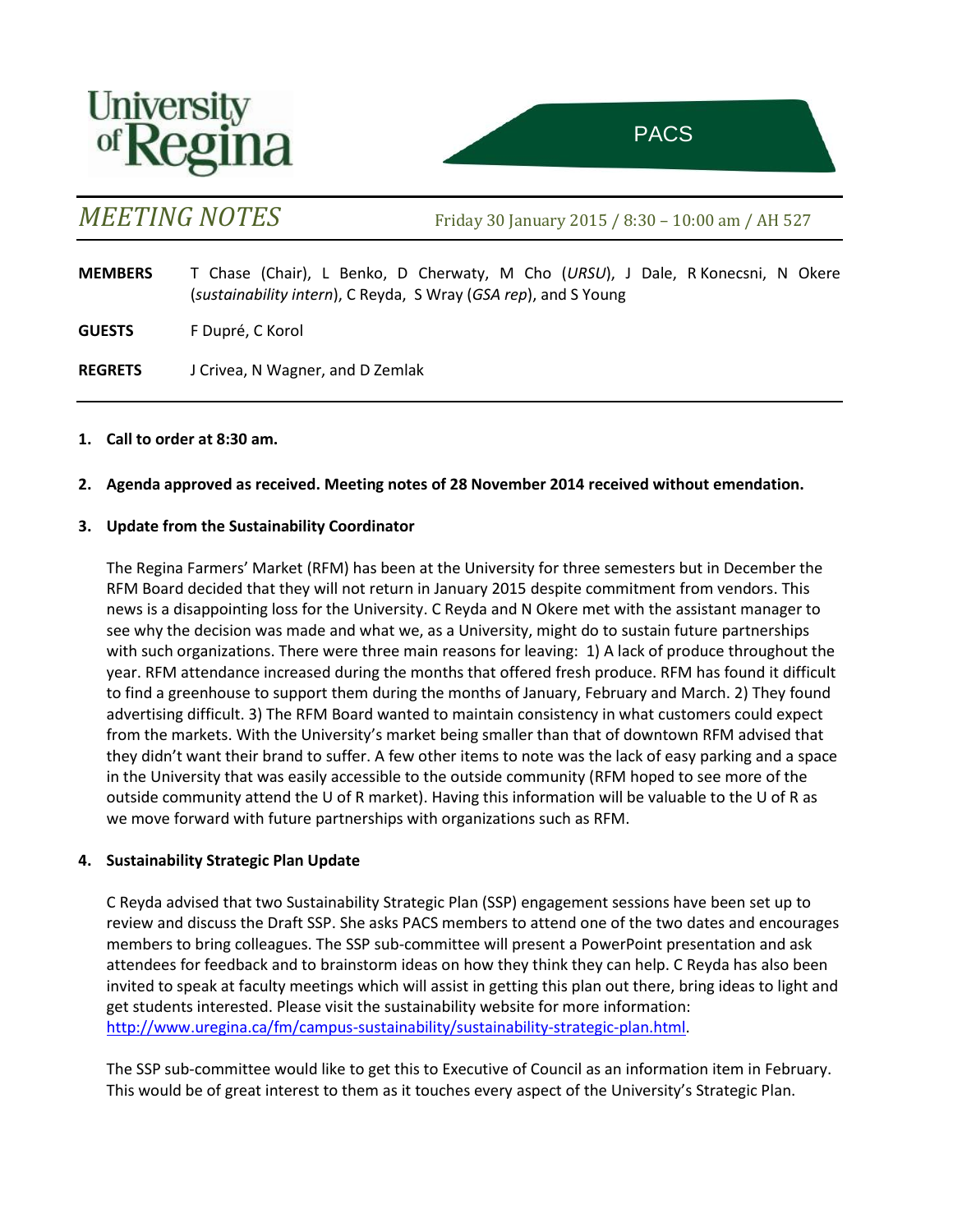University of Regina

PACS

# MEETING NOTES

Friday 30 January 2015 / 8:30 – 10:00 am / AH 527

**MEMBERS** T Chase (Chair), L Benko, D Cherwaty, M Cho (*URSU*), J Dale, R Konecsni, N Okere (*sustainability intern*), C Reyda, S Wray (*GSA rep*), and S Young

**GUESTS** F Dupré, C Korol

**REGRETS** J Crivea, N Wagner, and D Zemlak

1. **Call to order at 8:30 am.**

2. **Agenda approved as received. Meeting notes of 28 November 2014 received without emendation.**

3. **Update from the Sustainability Coordinator**

   The Regina Farmers' Market (RFM) has been at the University for three semesters but in December the RFM Board decided that they will not return in January 2015 despite commitment from vendors. This news is a disappointing loss for the University. C Reyda and N Okere met with the assistant manager to see why the decision was made and what we, as a University, might do to sustain future partnerships with such organizations. There were three main reasons for leaving: 1) A lack of produce throughout the year. RFM attendance increased during the months that offered fresh produce. RFM has found it difficult to find a greenhouse to support them during the months of January, February and March. 2) They found advertising difficult. 3) The RFM Board wanted to maintain consistency in what customers could expect from the markets. With the University's market being smaller than that of downtown RFM advised that they didn't want their brand to suffer. A few other items to note was the lack of easy parking and a space in the University that was easily accessible to the outside community (RFM hoped to see more of the outside community attend the U of R market). Having this information will be valuable to the U of R as we move forward with future partnerships with organizations such as RFM.

4. **Sustainability Strategic Plan Update**

   C Reyda advised that two Sustainability Strategic Plan (SSP) engagement sessions have been set up to review and discuss the Draft SSP. She asks PACS members to attend one of the two dates and encourages members to bring colleagues. The SSP sub-committee will present a PowerPoint presentation and ask attendees for feedback and to brainstorm ideas on how they think they can help. C Reyda has also been invited to speak at faculty meetings which will assist in getting this plan out there, bring ideas to light and get students interested. Please visit the sustainability website for more information: http://www.uregina.ca/fm/campus-sustainability/sustainability-strategic-plan.html.

   The SSP sub-committee would like to get this to Executive of Council as an information item in February. This would be of great interest to them as it touches every aspect of the University's Strategic Plan.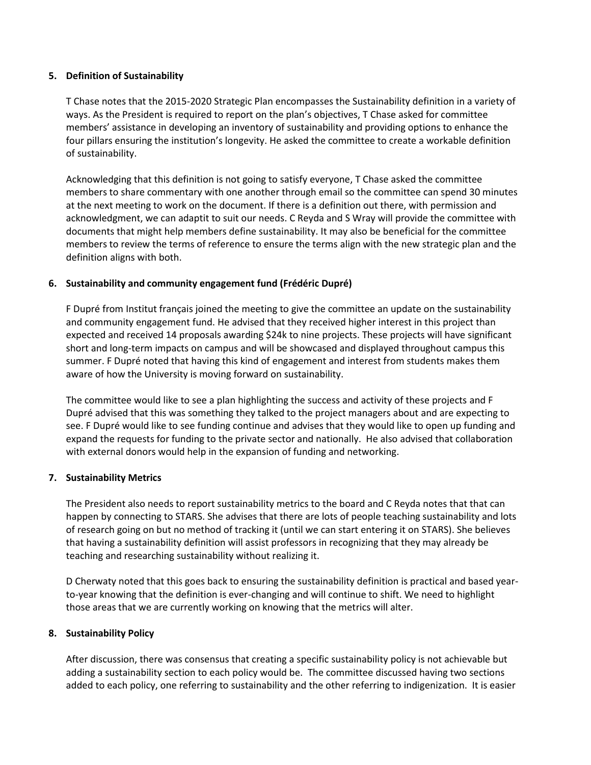## 5. Definition of Sustainability

T Chase notes that the 2015-2020 Strategic Plan encompasses the Sustainability definition in a variety of ways. As the President is required to report on the plan's objectives, T Chase asked for committee members' assistance in developing an inventory of sustainability and providing options to enhance the four pillars ensuring the institution's longevity. He asked the committee to create a workable definition of sustainability.

Acknowledging that this definition is not going to satisfy everyone, T Chase asked the committee members to share commentary with one another through email so the committee can spend 30 minutes at the next meeting to work on the document. If there is a definition out there, with permission and acknowledgment, we can adaptit to suit our needs. C Reyda and S Wray will provide the committee with documents that might help members define sustainability. It may also be beneficial for the committee members to review the terms of reference to ensure the terms align with the new strategic plan and the definition aligns with both.

## 6. Sustainability and community engagement fund (Frédéric Dupré)

F Dupré from Institut français joined the meeting to give the committee an update on the sustainability and community engagement fund. He advised that they received higher interest in this project than expected and received 14 proposals awarding $24k to nine projects. These projects will have significant short and long-term impacts on campus and will be showcased and displayed throughout campus this summer. F Dupré noted that having this kind of engagement and interest from students makes them aware of how the University is moving forward on sustainability.

The committee would like to see a plan highlighting the success and activity of these projects and F Dupré advised that this was something they talked to the project managers about and are expecting to see. F Dupré would like to see funding continue and advises that they would like to open up funding and expand the requests for funding to the private sector and nationally. He also advised that collaboration with external donors would help in the expansion of funding and networking.

## 7. Sustainability Metrics

The President also needs to report sustainability metrics to the board and C Reyda notes that that can happen by connecting to STARS. She advises that there are lots of people teaching sustainability and lots of research going on but no method of tracking it (until we can start entering it on STARS). She believes that having a sustainability definition will assist professors in recognizing that they may already be teaching and researching sustainability without realizing it.

D Cherwaty noted that this goes back to ensuring the sustainability definition is practical and based year-to-year knowing that the definition is ever-changing and will continue to shift. We need to highlight those areas that we are currently working on knowing that the metrics will alter.

## 8. Sustainability Policy

After discussion, there was consensus that creating a specific sustainability policy is not achievable but adding a sustainability section to each policy would be. The committee discussed having two sections added to each policy, one referring to sustainability and the other referring to indigenization. It is easier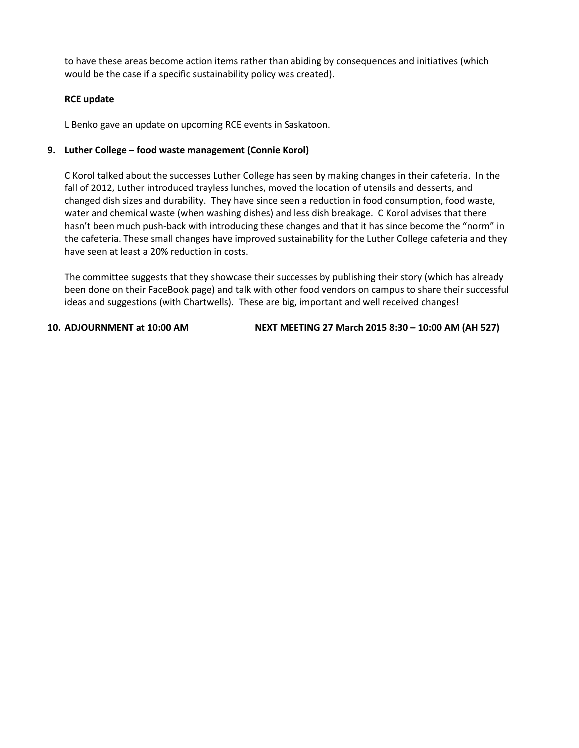to have these areas become action items rather than abiding by consequences and initiatives (which would be the case if a specific sustainability policy was created).

**RCE update**

L Benko gave an update on upcoming RCE events in Saskatoon.

**9. Luther College – food waste management (Connie Korol)**

C Korol talked about the successes Luther College has seen by making changes in their cafeteria. In the fall of 2012, Luther introduced trayless lunches, moved the location of utensils and desserts, and changed dish sizes and durability. They have since seen a reduction in food consumption, food waste, water and chemical waste (when washing dishes) and less dish breakage. C Korol advises that there hasn't been much push-back with introducing these changes and that it has since become the "norm" in the cafeteria. These small changes have improved sustainability for the Luther College cafeteria and they have seen at least a 20% reduction in costs.

The committee suggests that they showcase their successes by publishing their story (which has already been done on their FaceBook page) and talk with other food vendors on campus to share their successful ideas and suggestions (with Chartwells). These are big, important and well received changes!

**10. ADJOURNMENT at 10:00 AM** **NEXT MEETING 27 March 2015 8:30 – 10:00 AM (AH 527)**

---